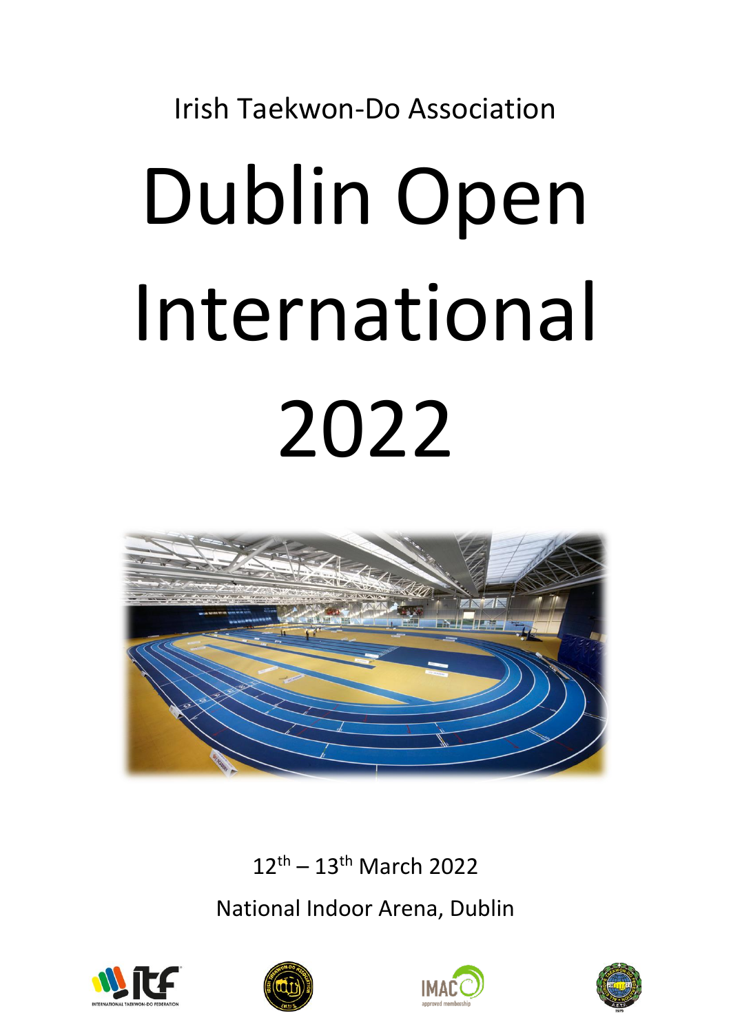Irish Taekwon-Do Association

# Dublin Open International 2022

12th – 13th March 2022

National Indoor Arena, Dublin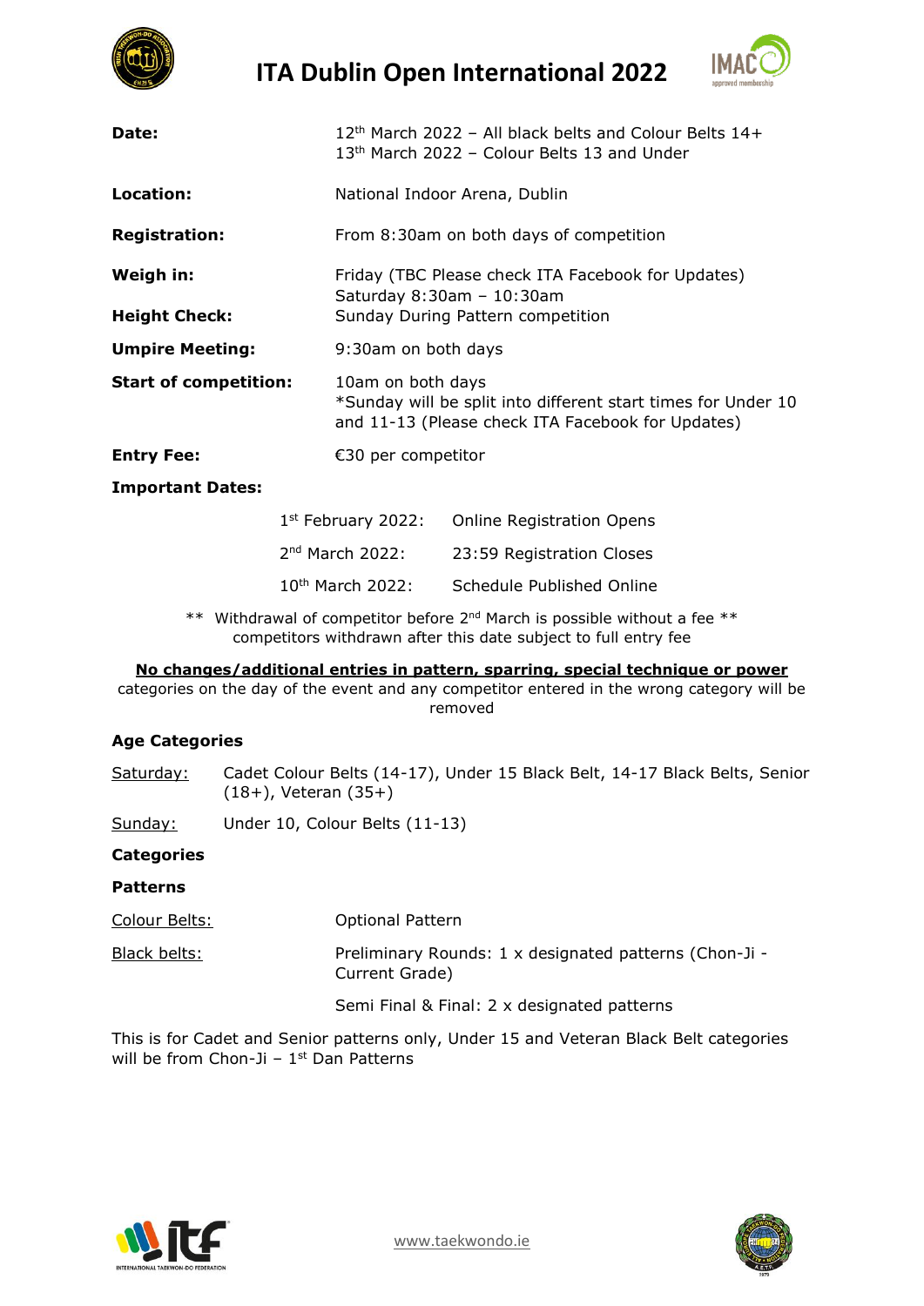# ITA Dublin Open International 2022

| | |
|---|---|
| **Date:** | 12th March 2022 – All black belts and Colour Belts 14+<br>13th March 2022 – Colour Belts 13 and Under |
| **Location:** | National Indoor Arena, Dublin |
| **Registration:** | From 8:30am on both days of competition |
| **Weigh in:** | Friday (TBC Please check ITA Facebook for Updates)<br>Saturday 8:30am – 10:30am |
| **Height Check:** | Sunday During Pattern competition |
| **Umpire Meeting:** | 9:30am on both days |
| **Start of competition:** | 10am on both days<br>*Sunday will be split into different start times for Under 10 and 11-13 (Please check ITA Facebook for Updates) |
| **Entry Fee:** | €30 per competitor |

**Important Dates:**

| | |
|---|---|
| 1st February 2022: | Online Registration Opens |
| 2nd March 2022: | 23:59 Registration Closes |
| 10th March 2022: | Schedule Published Online |

** Withdrawal of competitor before 2nd March is possible without a fee ** competitors withdrawn after this date subject to full entry fee

**No changes/additional entries in pattern, sparring, special technique or power** categories on the day of the event and any competitor entered in the wrong category will be removed

**Age Categories**

Saturday: Cadet Colour Belts (14-17), Under 15 Black Belt, 14-17 Black Belts, Senior (18+), Veteran (35+)

Sunday: Under 10, Colour Belts (11-13)

**Categories**

**Patterns**

Colour Belts: Optional Pattern

Black belts: Preliminary Rounds: 1 x designated patterns (Chon-Ji - Current Grade)

Semi Final & Final: 2 x designated patterns

This is for Cadet and Senior patterns only, Under 15 and Veteran Black Belt categories will be from Chon-Ji – 1st Dan Patterns

www.taekwondo.ie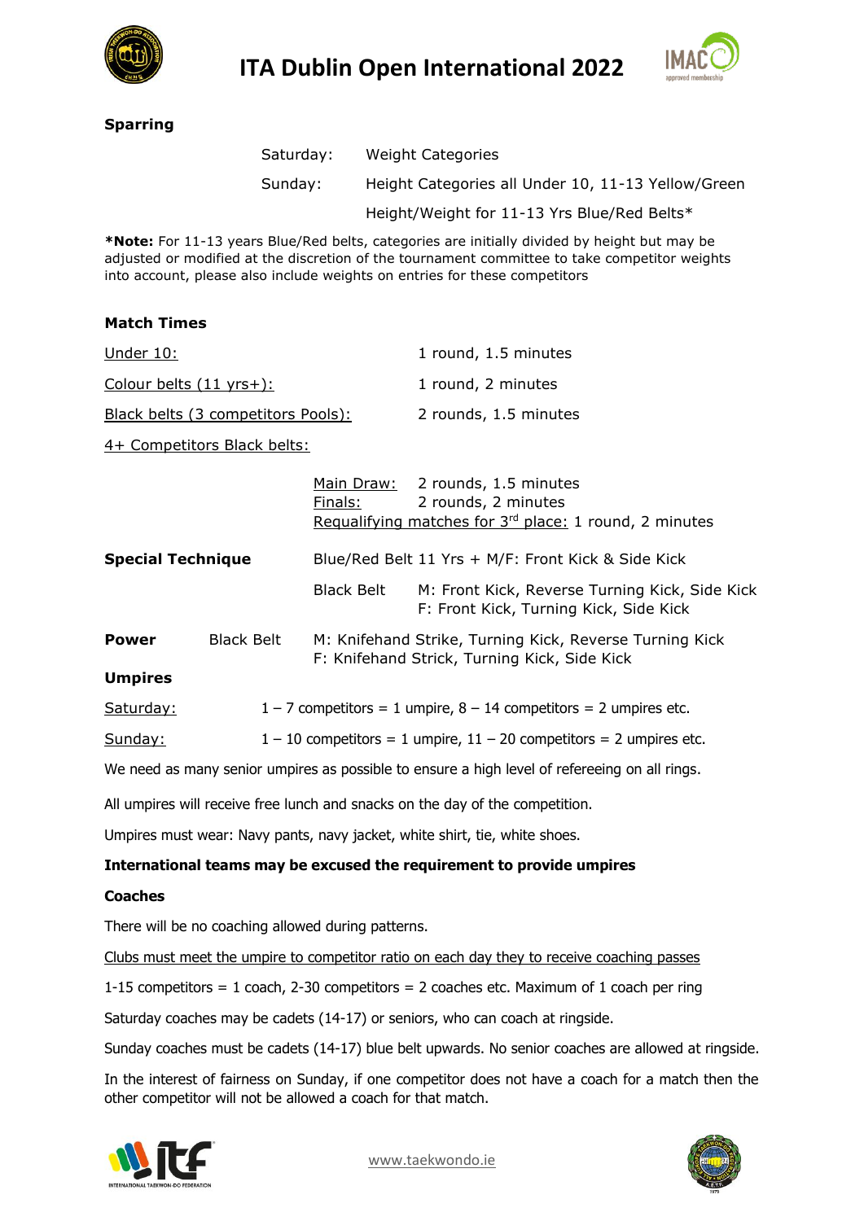### Sparring

| | |
|---|---|
| Saturday: | Weight Categories |
| Sunday: | Height Categories all Under 10, 11-13 Yellow/Green |
| | Height/Weight for 11-13 Yrs Blue/Red Belts* |

***Note:** For 11-13 years Blue/Red belts, categories are initially divided by height but may be adjusted or modified at the discretion of the tournament committee to take competitor weights into account, please also include weights on entries for these competitors

### Match Times

| | |
|---|---|
| Under 10: | 1 round, 1.5 minutes |
| Colour belts (11 yrs+): | 1 round, 2 minutes |
| Black belts (3 competitors Pools): | 2 rounds, 1.5 minutes |

4+ Competitors Black belts:

- Main Draw: 2 rounds, 1.5 minutes
- Finals: 2 rounds, 2 minutes
- Requalifying matches for 3rd place: 1 round, 2 minutes

### Special Technique

Blue/Red Belt 11 Yrs + M/F: Front Kick & Side Kick

Black Belt
- M: Front Kick, Reverse Turning Kick, Side Kick
- F: Front Kick, Turning Kick, Side Kick

### Power

Black Belt
- M: Knifehand Strike, Turning Kick, Reverse Turning Kick
- F: Knifehand Strick, Turning Kick, Side Kick

### Umpires

Saturday: 1 – 7 competitors = 1 umpire, 8 – 14 competitors = 2 umpires etc.

Sunday: 1 – 10 competitors = 1 umpire, 11 – 20 competitors = 2 umpires etc.

We need as many senior umpires as possible to ensure a high level of refereeing on all rings.

All umpires will receive free lunch and snacks on the day of the competition.

Umpires must wear: Navy pants, navy jacket, white shirt, tie, white shoes.

**International teams may be excused the requirement to provide umpires**

### Coaches

There will be no coaching allowed during patterns.

Clubs must meet the umpire to competitor ratio on each day they to receive coaching passes

1-15 competitors = 1 coach, 2-30 competitors = 2 coaches etc. Maximum of 1 coach per ring

Saturday coaches may be cadets (14-17) or seniors, who can coach at ringside.

Sunday coaches must be cadets (14-17) blue belt upwards. No senior coaches are allowed at ringside.

In the interest of fairness on Sunday, if one competitor does not have a coach for a match then the other competitor will not be allowed a coach for that match.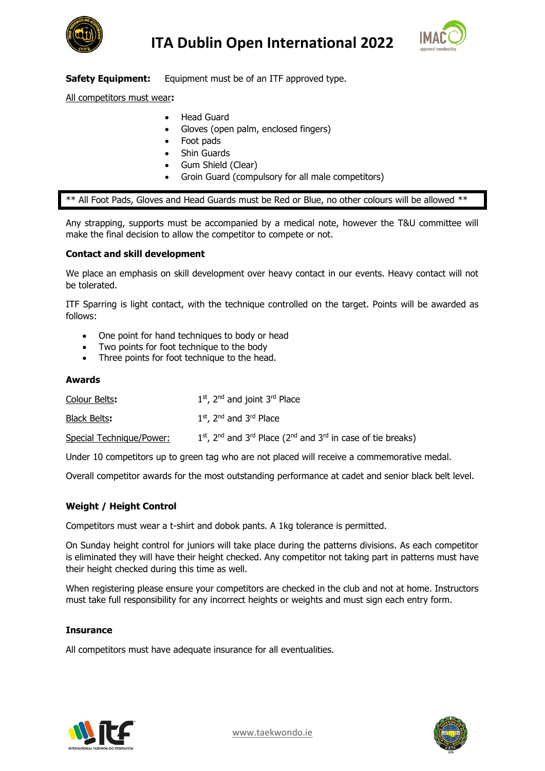**Safety Equipment:** Equipment must be of an ITF approved type.

All competitors must wear**:**

- Head Guard
- Gloves (open palm, enclosed fingers)
- Foot pads
- Shin Guards
- Gum Shield (Clear)
- Groin Guard (compulsory for all male competitors)

** All Foot Pads, Gloves and Head Guards must be Red or Blue, no other colours will be allowed **

Any strapping, supports must be accompanied by a medical note, however the T&U committee will make the final decision to allow the competitor to compete or not.

**Contact and skill development**

We place an emphasis on skill development over heavy contact in our events. Heavy contact will not be tolerated.

ITF Sparring is light contact, with the technique controlled on the target. Points will be awarded as follows:

- One point for hand techniques to body or head
- Two points for foot technique to the body
- Three points for foot technique to the head.

**Awards**

Colour Belts**:** 1st, 2nd and joint 3rd Place

Black Belts**:** 1st, 2nd and 3rd Place

Special Technique/Power: 1st, 2nd and 3rd Place (2nd and 3rd in case of tie breaks)

Under 10 competitors up to green tag who are not placed will receive a commemorative medal.

Overall competitor awards for the most outstanding performance at cadet and senior black belt level.

**Weight / Height Control**

Competitors must wear a t-shirt and dobok pants. A 1kg tolerance is permitted.

On Sunday height control for juniors will take place during the patterns divisions. As each competitor is eliminated they will have their height checked. Any competitor not taking part in patterns must have their height checked during this time as well.

When registering please ensure your competitors are checked in the club and not at home. Instructors must take full responsibility for any incorrect heights or weights and must sign each entry form.

**Insurance**

All competitors must have adequate insurance for all eventualities.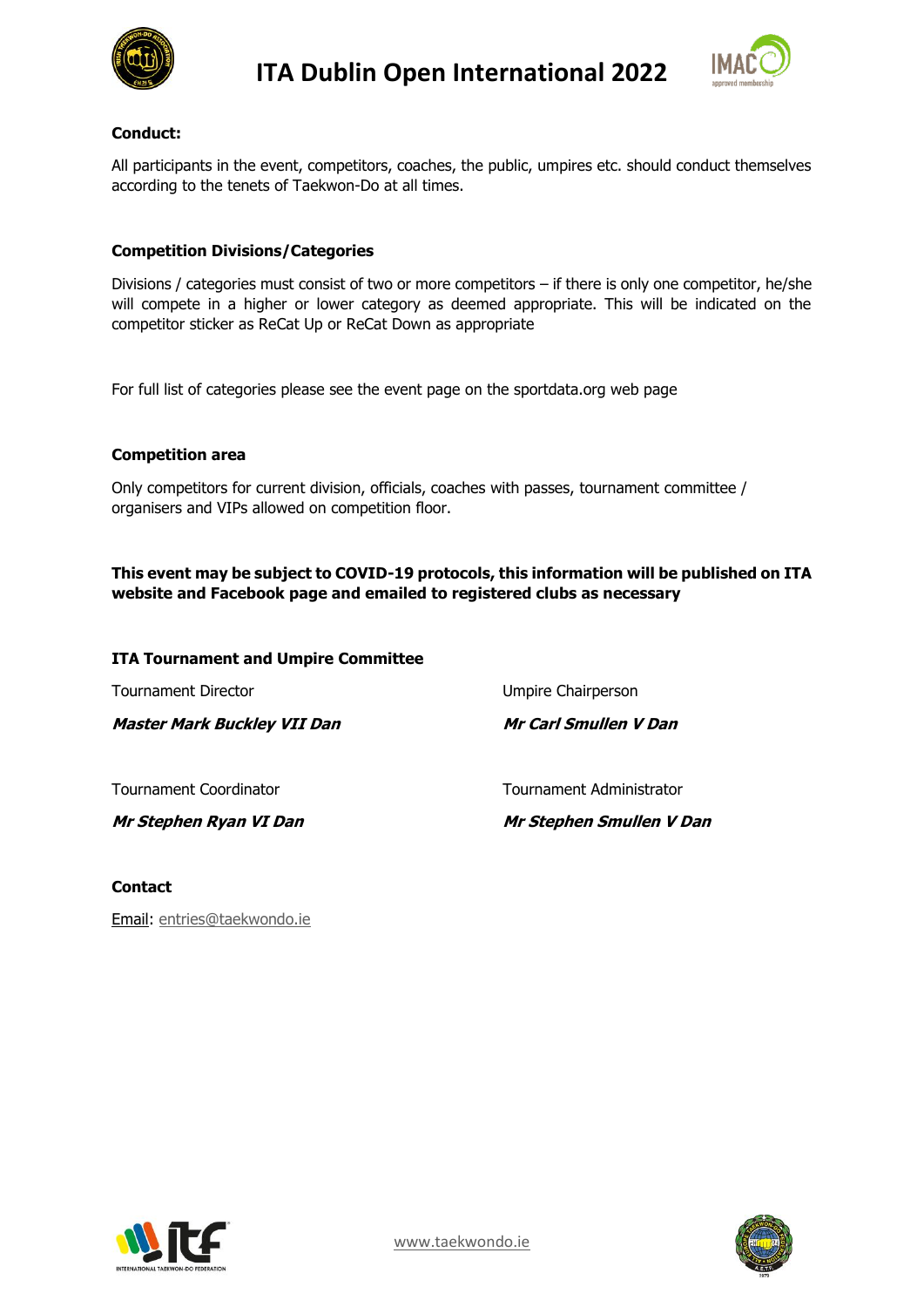**Conduct:**

All participants in the event, competitors, coaches, the public, umpires etc. should conduct themselves according to the tenets of Taekwon-Do at all times.

**Competition Divisions/Categories**

Divisions / categories must consist of two or more competitors – if there is only one competitor, he/she will compete in a higher or lower category as deemed appropriate. This will be indicated on the competitor sticker as ReCat Up or ReCat Down as appropriate

For full list of categories please see the event page on the sportdata.org web page

**Competition area**

Only competitors for current division, officials, coaches with passes, tournament committee / organisers and VIPs allowed on competition floor.

**This event may be subject to COVID-19 protocols, this information will be published on ITA website and Facebook page and emailed to registered clubs as necessary**

**ITA Tournament and Umpire Committee**

Tournament Director

***Master Mark Buckley VII Dan***

Umpire Chairperson

***Mr Carl Smullen V Dan***

Tournament Coordinator

***Mr Stephen Ryan VI Dan***

Tournament Administrator

***Mr Stephen Smullen V Dan***

**Contact**

Email: entries@taekwondo.ie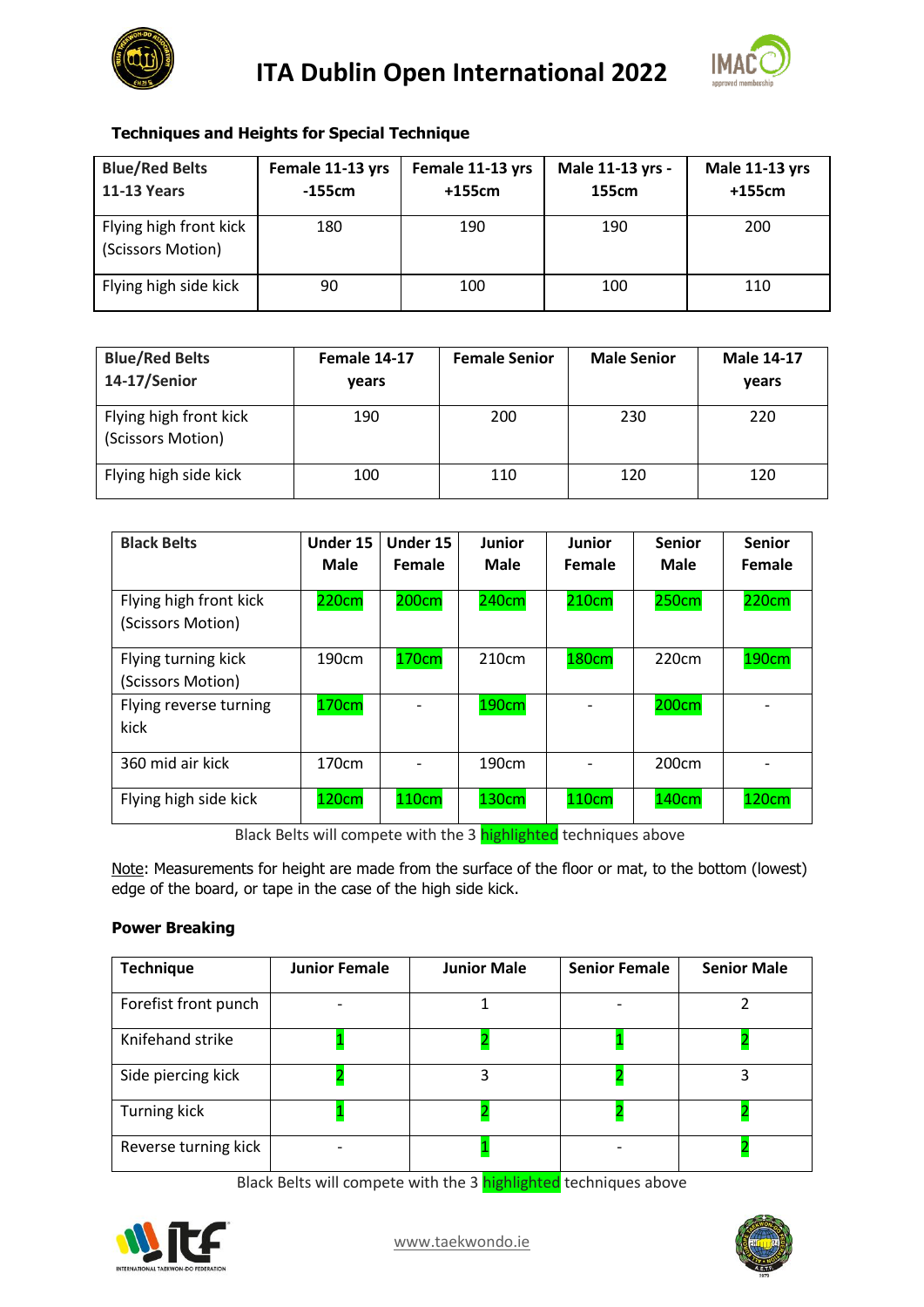# ITA Dublin Open International 2022

### Techniques and Heights for Special Technique

| Blue/Red Belts 11-13 Years | Female 11-13 yrs -155cm | Female 11-13 yrs +155cm | Male 11-13 yrs - 155cm | Male 11-13 yrs +155cm |
|---|---|---|---|---|
| Flying high front kick (Scissors Motion) | 180 | 190 | 190 | 200 |
| Flying high side kick | 90 | 100 | 100 | 110 |

| Blue/Red Belts 14-17/Senior | Female 14-17 years | Female Senior | Male Senior | Male 14-17 years |
|---|---|---|---|---|
| Flying high front kick (Scissors Motion) | 190 | 200 | 230 | 220 |
| Flying high side kick | 100 | 110 | 120 | 120 |

| Black Belts | Under 15 Male | Under 15 Female | Junior Male | Junior Female | Senior Male | Senior Female |
|---|---|---|---|---|---|---|
| Flying high front kick (Scissors Motion) | 220cm | 200cm | 240cm | 210cm | 250cm | 220cm |
| Flying turning kick (Scissors Motion) | 190cm | 170cm | 210cm | 180cm | 220cm | 190cm |
| Flying reverse turning kick | 170cm | - | 190cm | - | 200cm | - |
| 360 mid air kick | 170cm | - | 190cm | - | 200cm | - |
| Flying high side kick | 120cm | 110cm | 130cm | 110cm | 140cm | 120cm |

Black Belts will compete with the 3 highlighted techniques above

Note: Measurements for height are made from the surface of the floor or mat, to the bottom (lowest) edge of the board, or tape in the case of the high side kick.

### Power Breaking

| Technique | Junior Female | Junior Male | Senior Female | Senior Male |
|---|---|---|---|---|
| Forefist front punch | - | 1 | - | 2 |
| Knifehand strike | 1 | 2 | 1 | 2 |
| Side piercing kick | 2 | 3 | 2 | 3 |
| Turning kick | 1 | 2 | 2 | 2 |
| Reverse turning kick | - | 1 | - | 2 |

Black Belts will compete with the 3 highlighted techniques above

www.taekwondo.ie